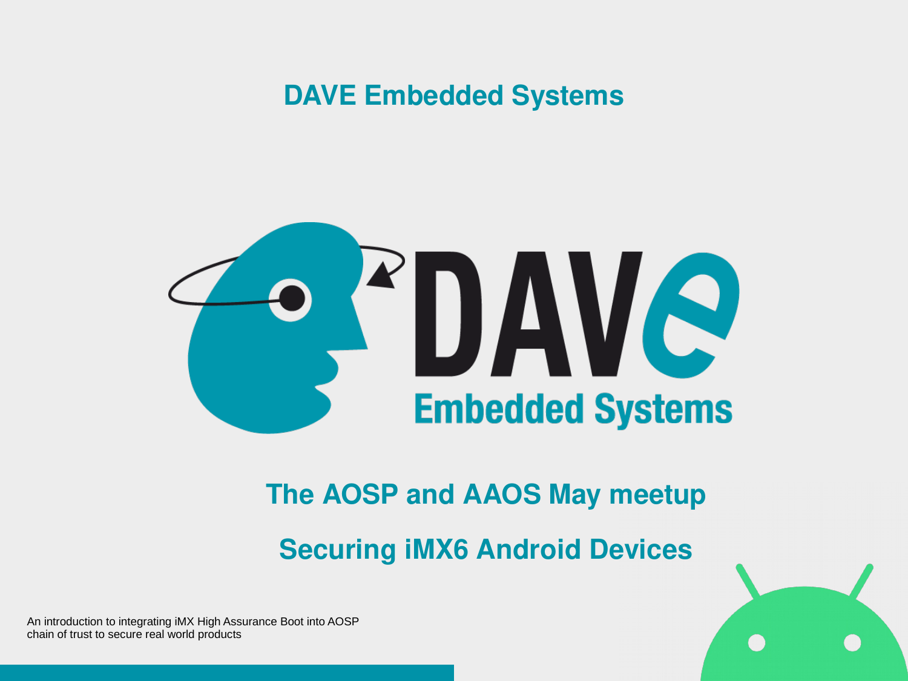# DAVE Embedded Systems

## The AOSP and AAOS May meetup

## Securing iMX6 Android Devices

An introduction to integrating iMX High Assurance Boot into AOSP chain of trust to secure real world products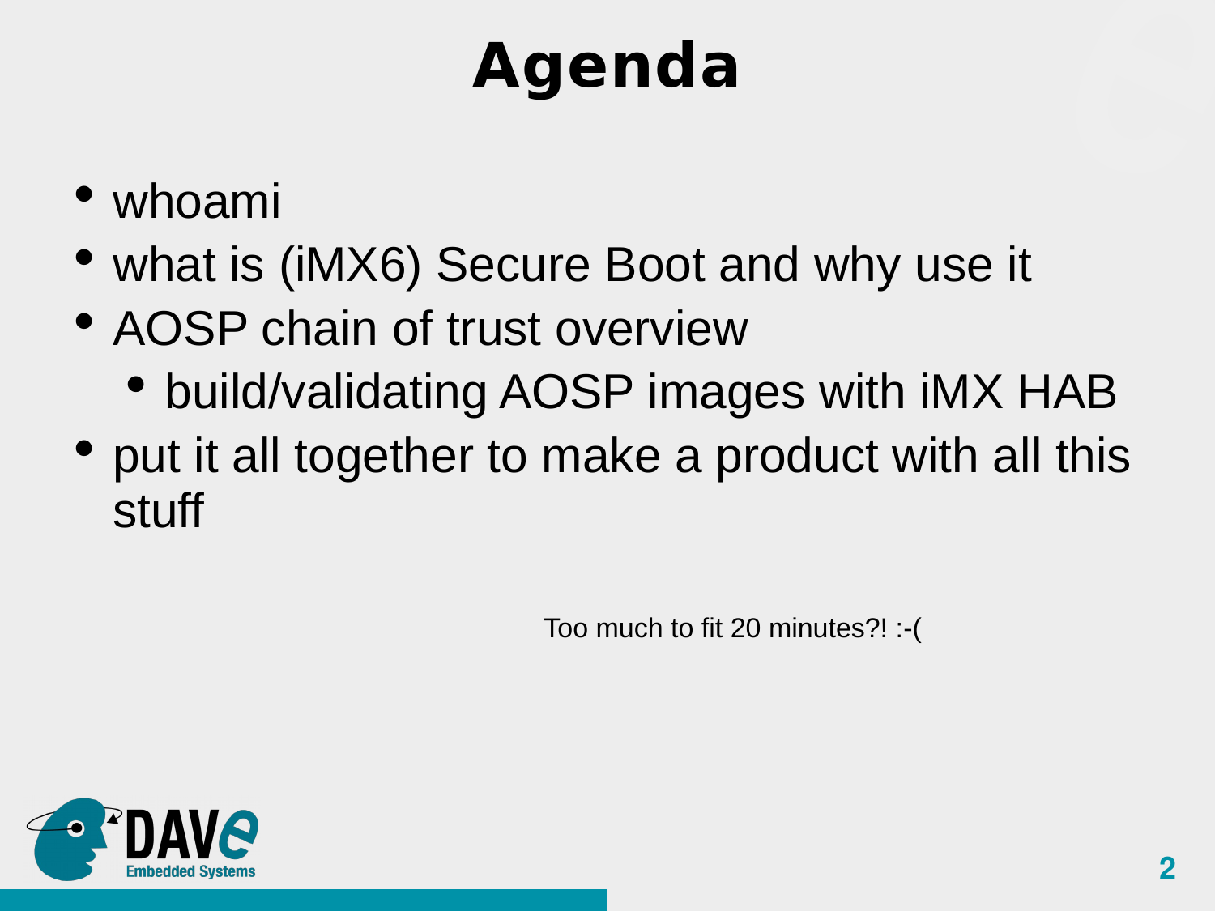# Agenda

- whoami
- what is (iMX6) Secure Boot and why use it
- AOSP chain of trust overview
  - build/validating AOSP images with iMX HAB
- put it all together to make a product with all this stuff

Too much to fit 20 minutes?! :-(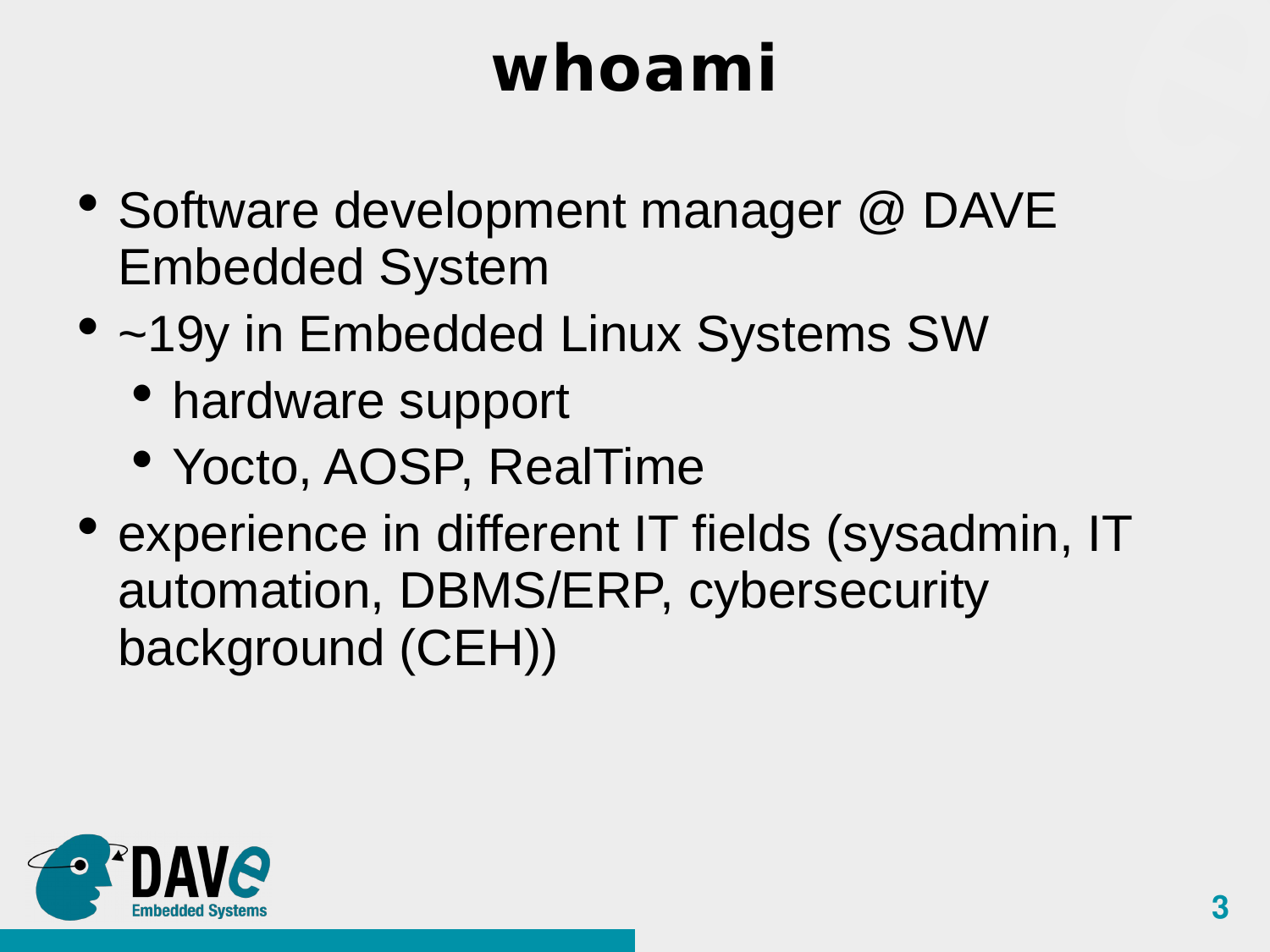# whoami

- Software development manager @ DAVE Embedded System
- ~19y in Embedded Linux Systems SW
  - hardware support
  - Yocto, AOSP, RealTime
- experience in different IT fields (sysadmin, IT automation, DBMS/ERP, cybersecurity background (CEH))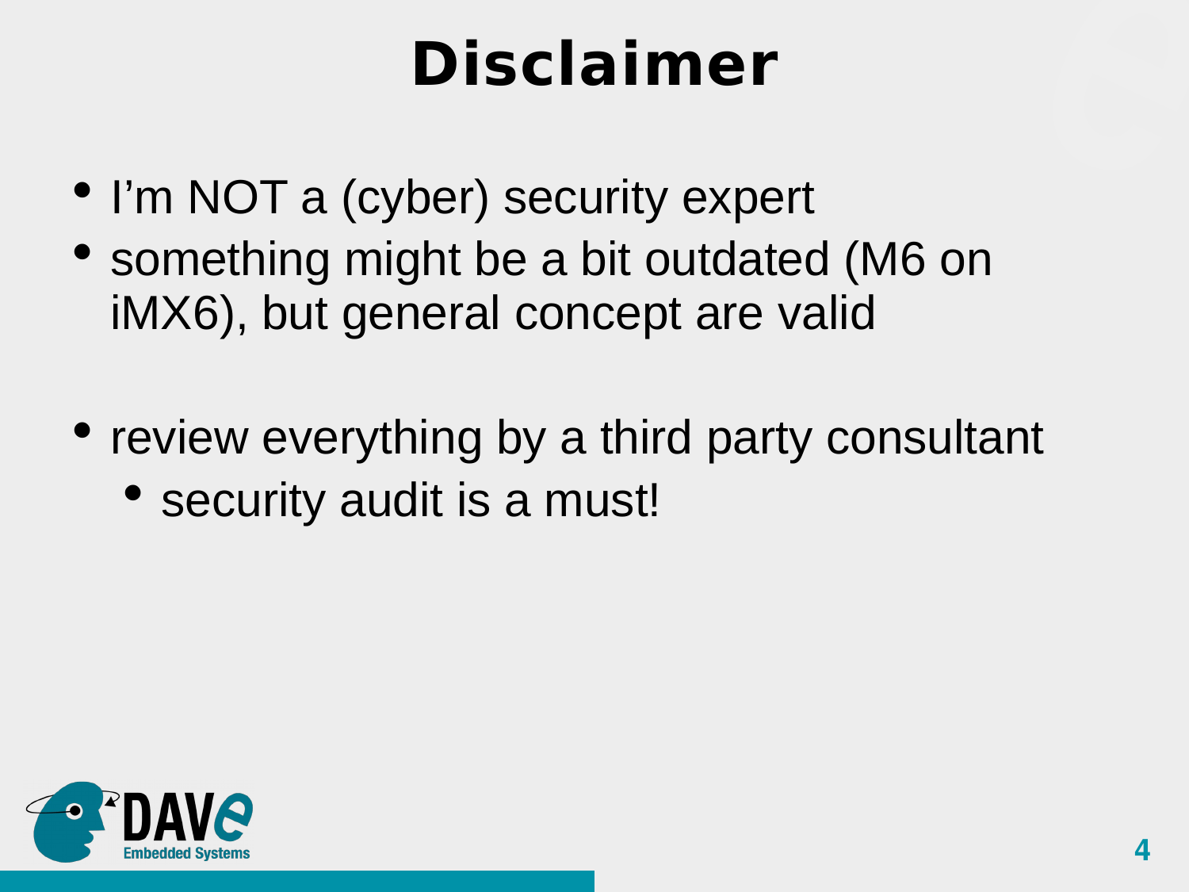# Disclaimer

- I'm NOT a (cyber) security expert
- something might be a bit outdated (M6 on iMX6), but general concept are valid

- review everything by a third party consultant
  - security audit is a must!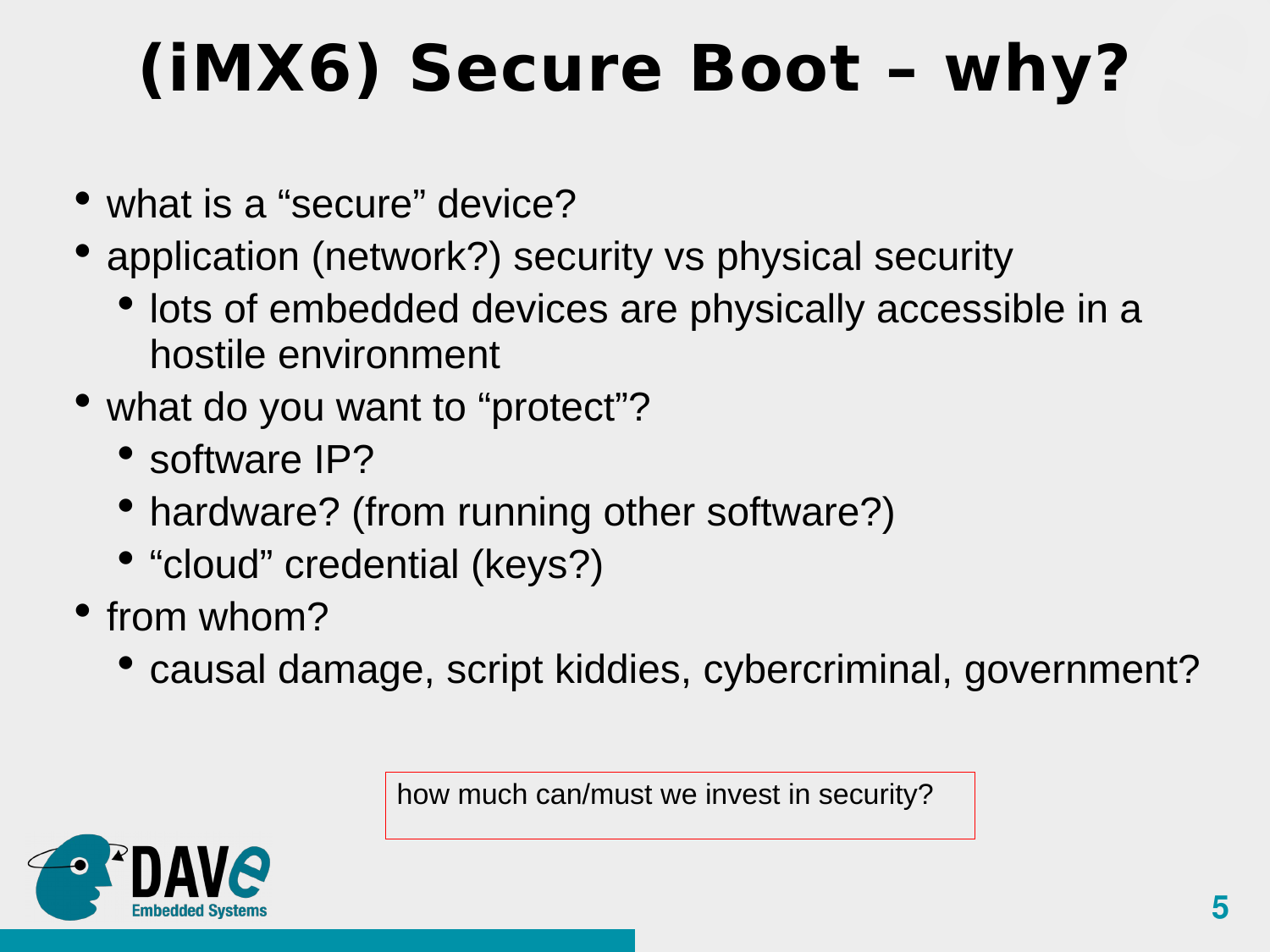# (iMX6) Secure Boot – why?

- what is a “secure” device?
- application (network?) security vs physical security
  - lots of embedded devices are physically accessible in a hostile environment
- what do you want to “protect”?
  - software IP?
  - hardware? (from running other software?)
  - “cloud” credential (keys?)
- from whom?
  - causal damage, script kiddies, cybercriminal, government?

how much can/must we invest in security?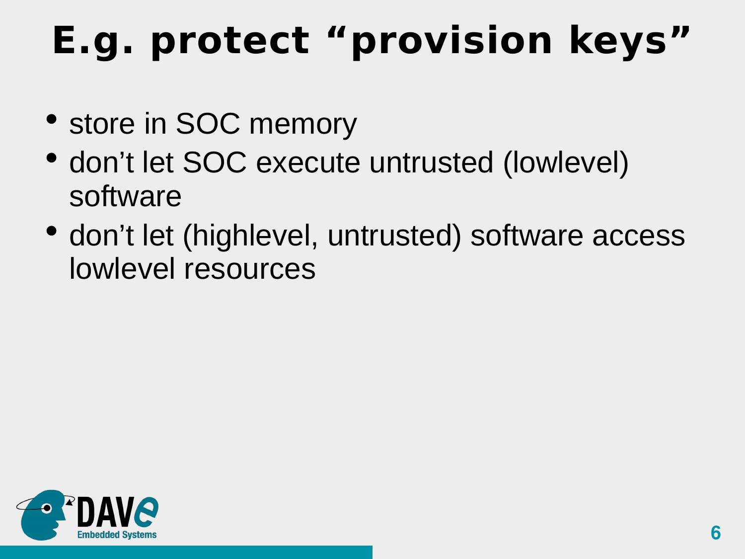# E.g. protect “provision keys”

- store in SOC memory
- don’t let SOC execute untrusted (lowlevel) software
- don’t let (highlevel, untrusted) software access lowlevel resources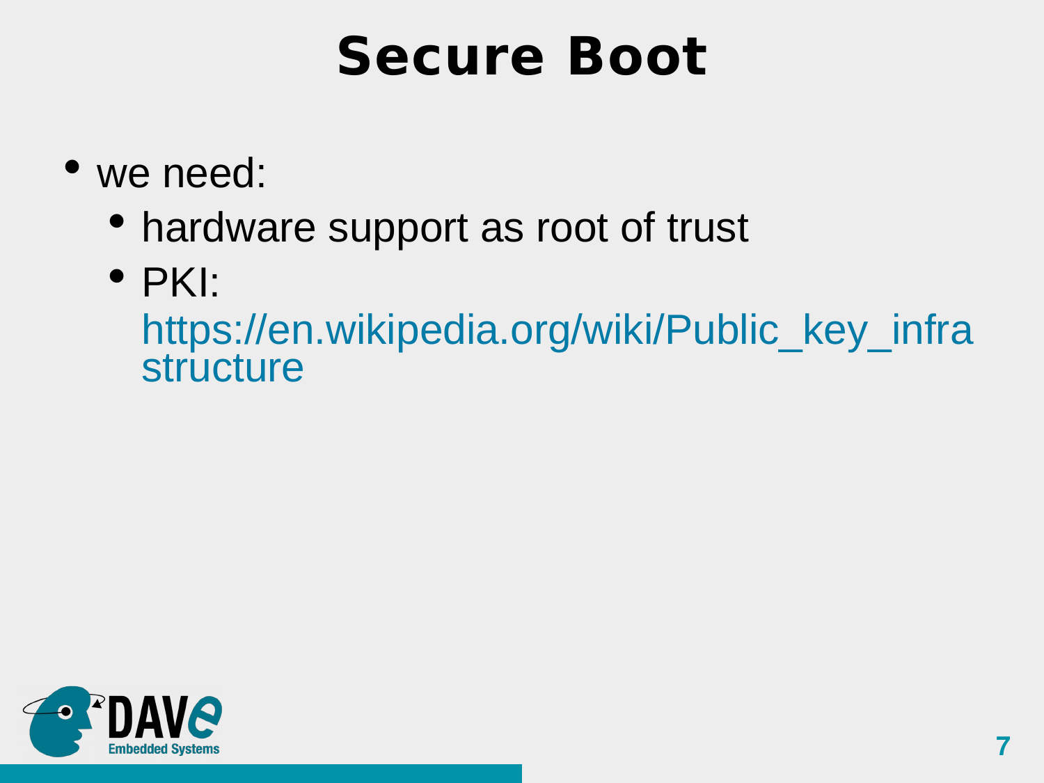# Secure Boot

- we need:
  - hardware support as root of trust
  - PKI: https://en.wikipedia.org/wiki/Public_key_infrastructure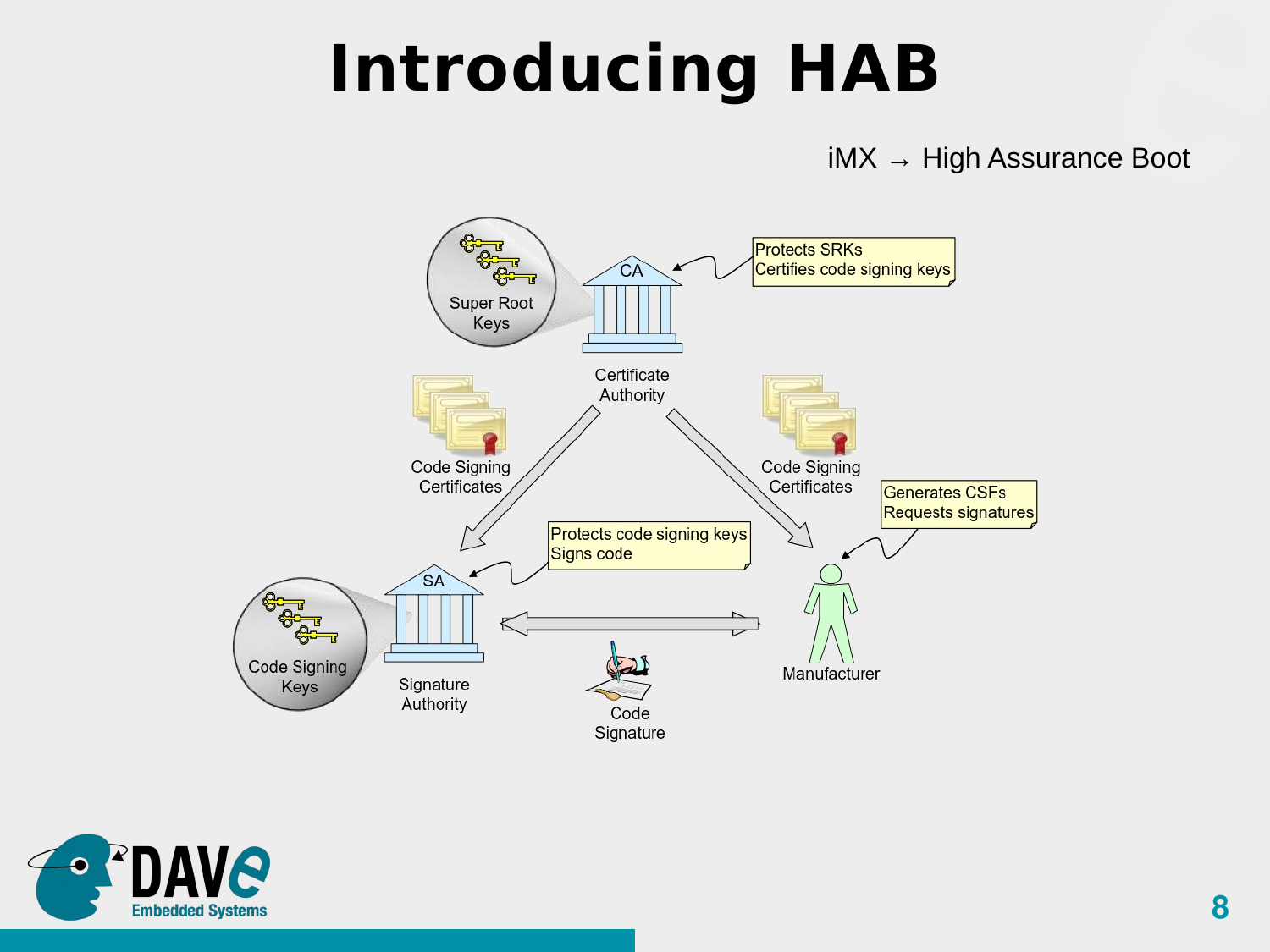# Introducing HAB

iMX → High Assurance Boot

Super Root Keys

CA

Certificate Authority

Protects SRKs
Certifies code signing keys

Code Signing Certificates

Code Signing Certificates

Generates CSFs
Requests signatures

Protects code signing keys
Signs code

SA

Signature Authority

Code Signing Keys

Manufacturer

Code Signature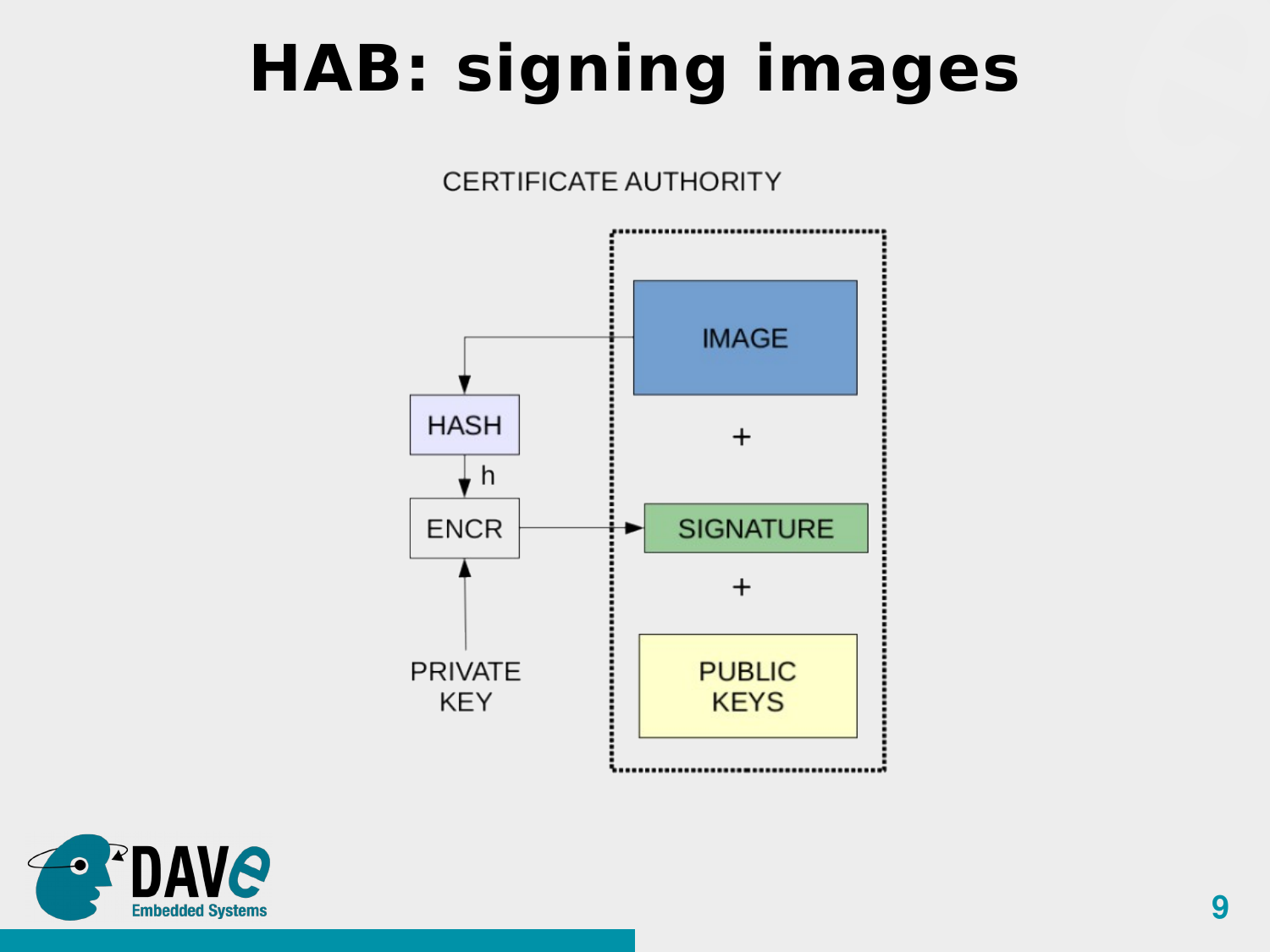# HAB: signing images

CERTIFICATE AUTHORITY

IMAGE

HASH

h

ENCR

SIGNATURE

PRIVATE KEY

PUBLIC KEYS

+

+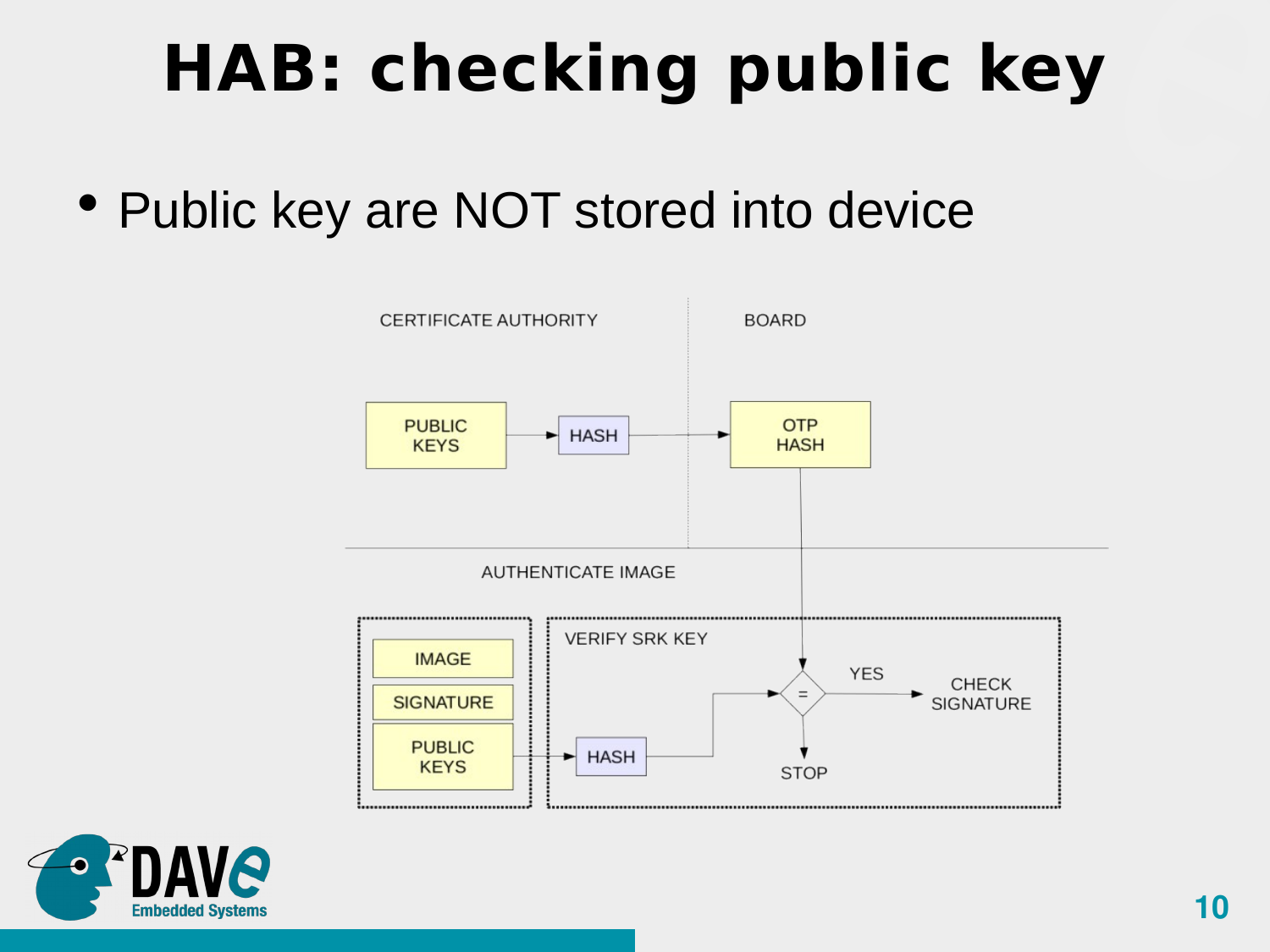# HAB: checking public key

- Public key are NOT stored into device

CERTIFICATE AUTHORITY

BOARD

PUBLIC KEYS → HASH → OTP HASH

AUTHENTICATE IMAGE

IMAGE

SIGNATURE

PUBLIC KEYS → HASH

VERIFY SRK KEY

= YES → CHECK SIGNATURE

STOP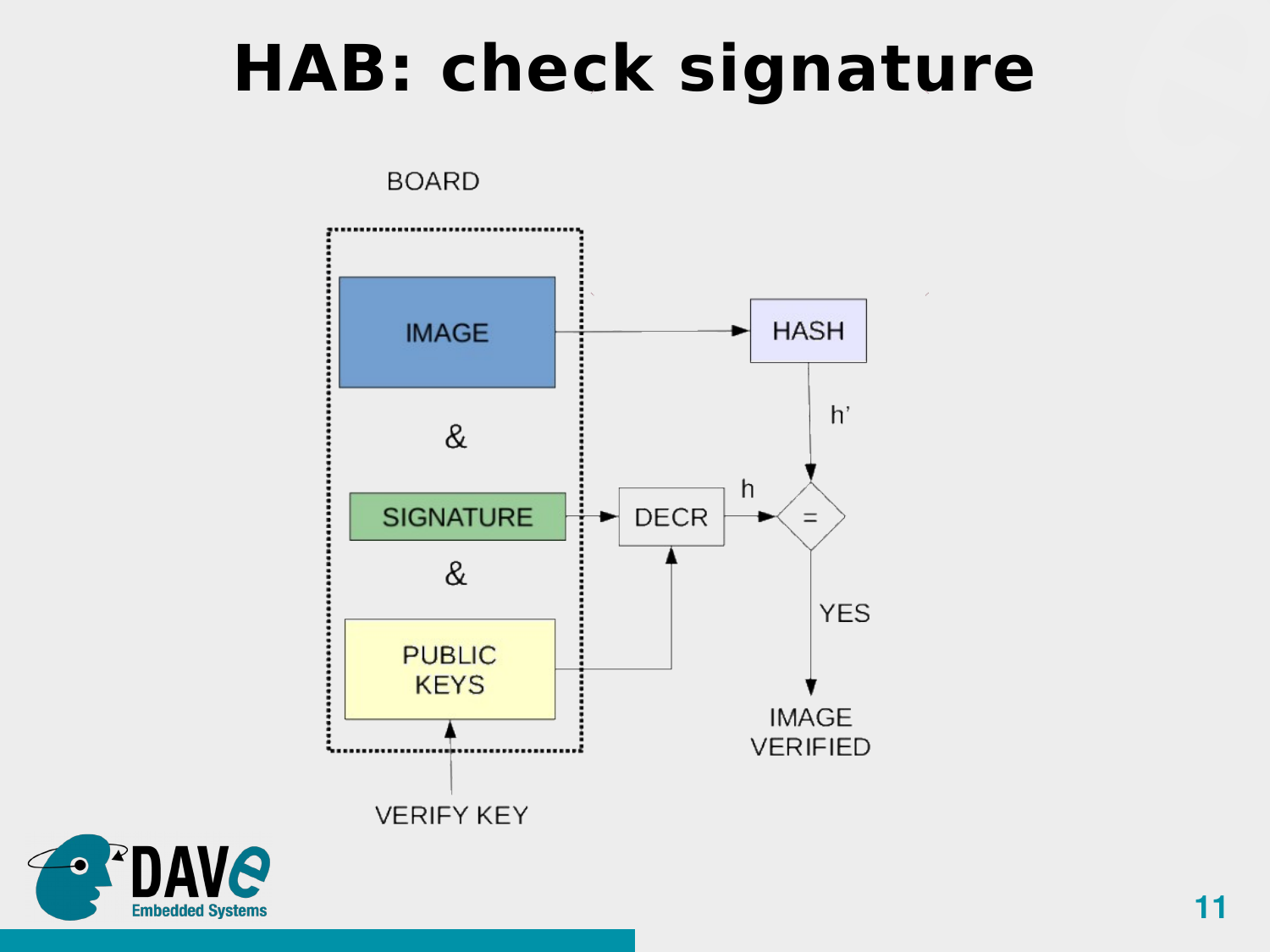# HAB: check signature

BOARD

IMAGE

&

SIGNATURE

&

PUBLIC KEYS

VERIFY KEY

HASH

h'

DECR

h

=

YES

IMAGE VERIFIED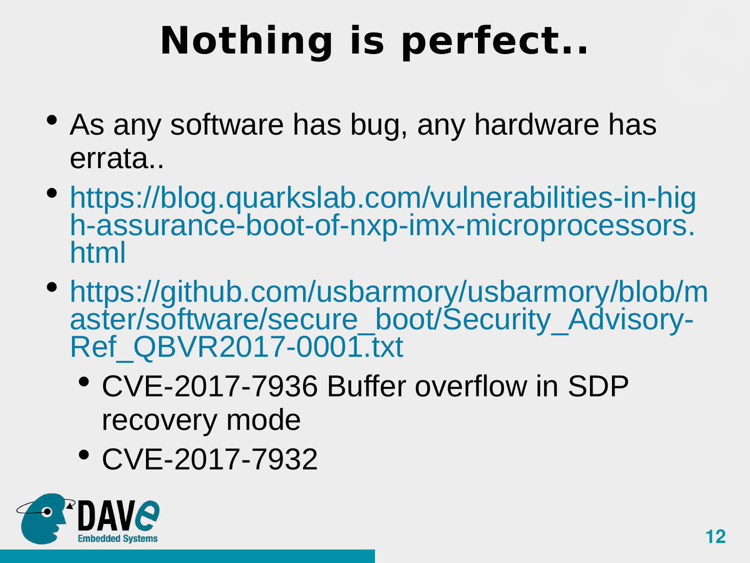# Nothing is perfect..

- As any software has bug, any hardware has errata..
- https://blog.quarkslab.com/vulnerabilities-in-high-assurance-boot-of-nxp-imx-microprocessors.html
- https://github.com/usbarmory/usbarmory/blob/master/software/secure_boot/Security_Advisory-Ref_QBVR2017-0001.txt
  - CVE-2017-7936 Buffer overflow in SDP recovery mode
  - CVE-2017-7932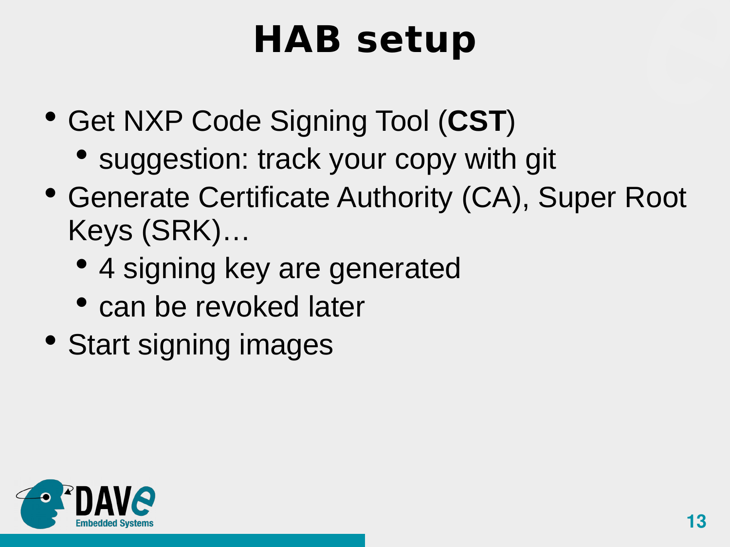# HAB setup

- Get NXP Code Signing Tool (**CST**)
  - suggestion: track your copy with git
- Generate Certificate Authority (CA), Super Root Keys (SRK)…
  - 4 signing key are generated
  - can be revoked later
- Start signing images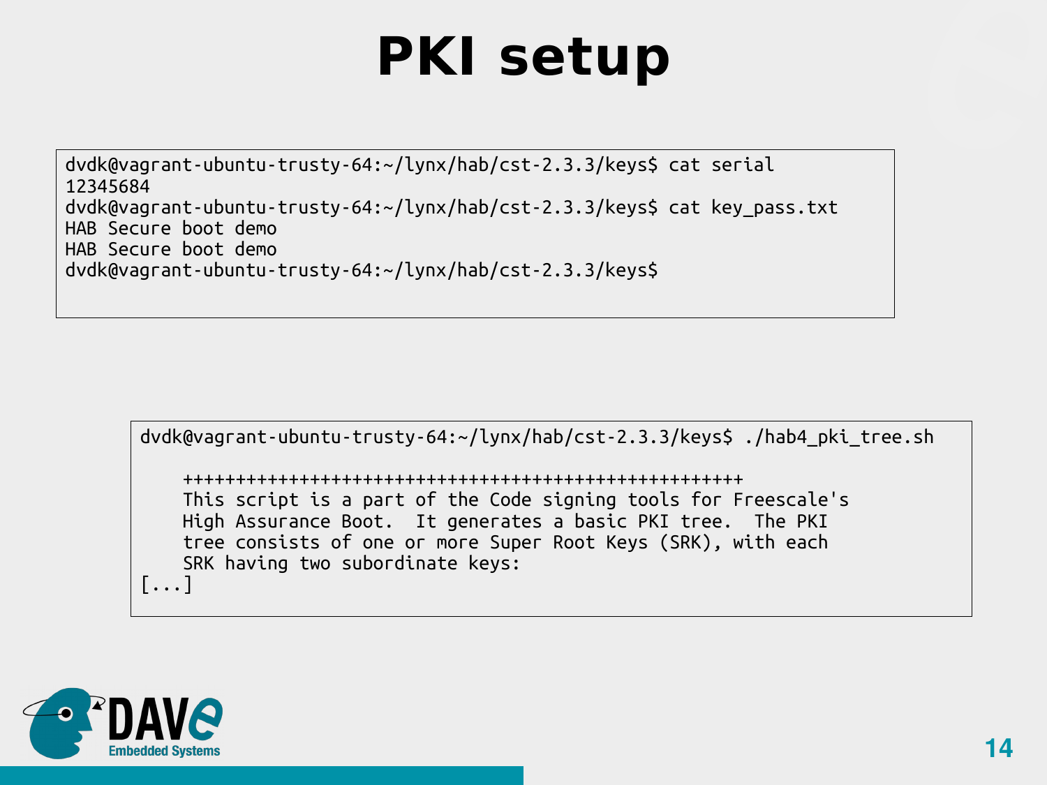# PKI setup

```
dvdk@vagrant-ubuntu-trusty-64:~/lynx/hab/cst-2.3.3/keys$ cat serial
12345684
dvdk@vagrant-ubuntu-trusty-64:~/lynx/hab/cst-2.3.3/keys$ cat key_pass.txt
HAB Secure boot demo
HAB Secure boot demo
dvdk@vagrant-ubuntu-trusty-64:~/lynx/hab/cst-2.3.3/keys$
```

```
dvdk@vagrant-ubuntu-trusty-64:~/lynx/hab/cst-2.3.3/keys$ ./hab4_pki_tree.sh

    +++++++++++++++++++++++++++++++++++++++++++++++++++++
    This script is a part of the Code signing tools for Freescale's
    High Assurance Boot.  It generates a basic PKI tree.  The PKI
    tree consists of one or more Super Root Keys (SRK), with each
    SRK having two subordinate keys:
[...]
```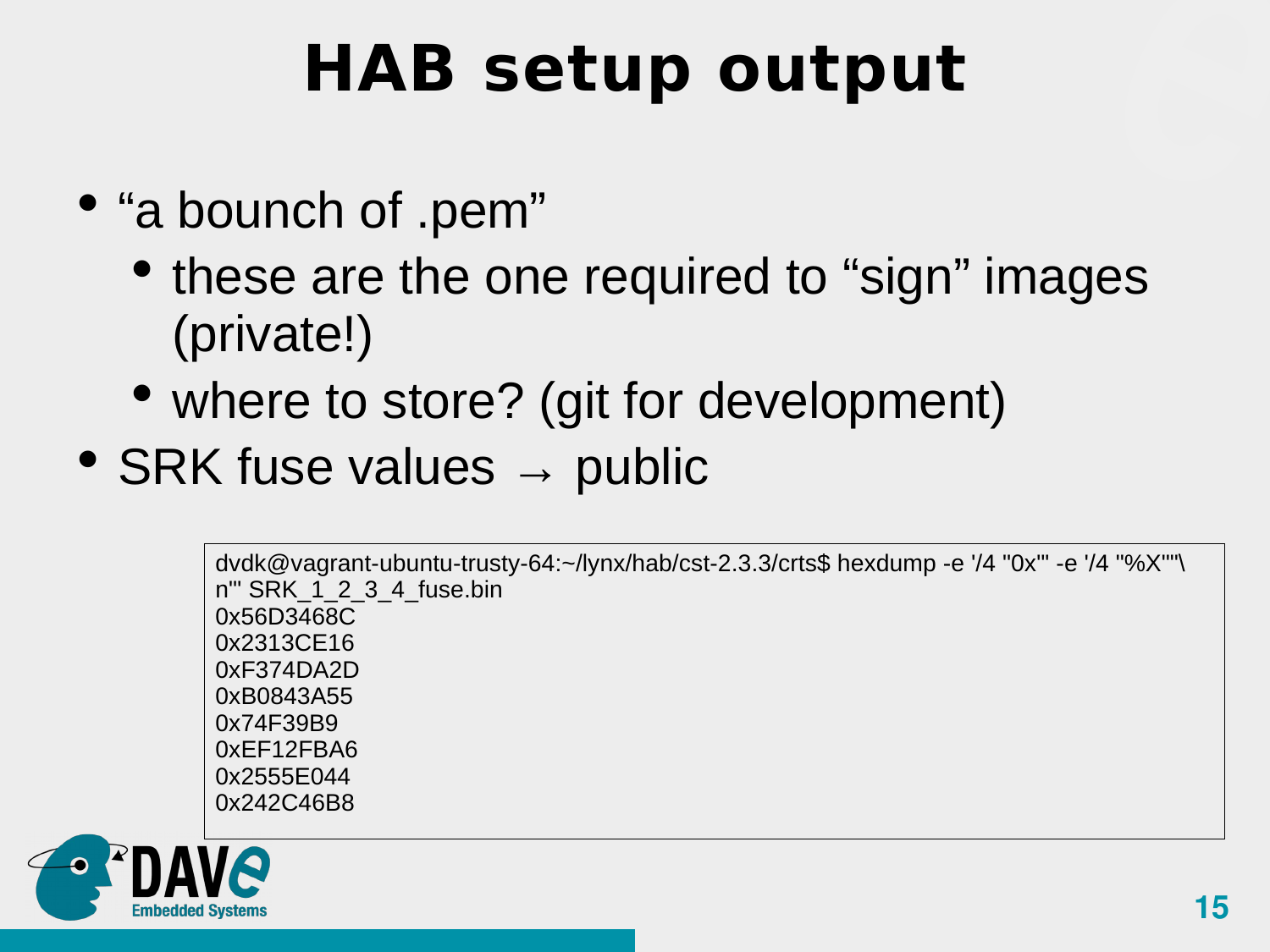# HAB setup output

- "a bounch of .pem"
  - these are the one required to "sign" images (private!)
  - where to store? (git for development)
- SRK fuse values → public

```
dvdk@vagrant-ubuntu-trusty-64:~/lynx/hab/cst-2.3.3/crts$ hexdump -e '/4 "0x"' -e '/4 "%X""\
n"' SRK_1_2_3_4_fuse.bin
0x56D3468C
0x2313CE16
0xF374DA2D
0xB0843A55
0x74F39B9
0xEF12FBA6
0x2555E044
0x242C46B8
```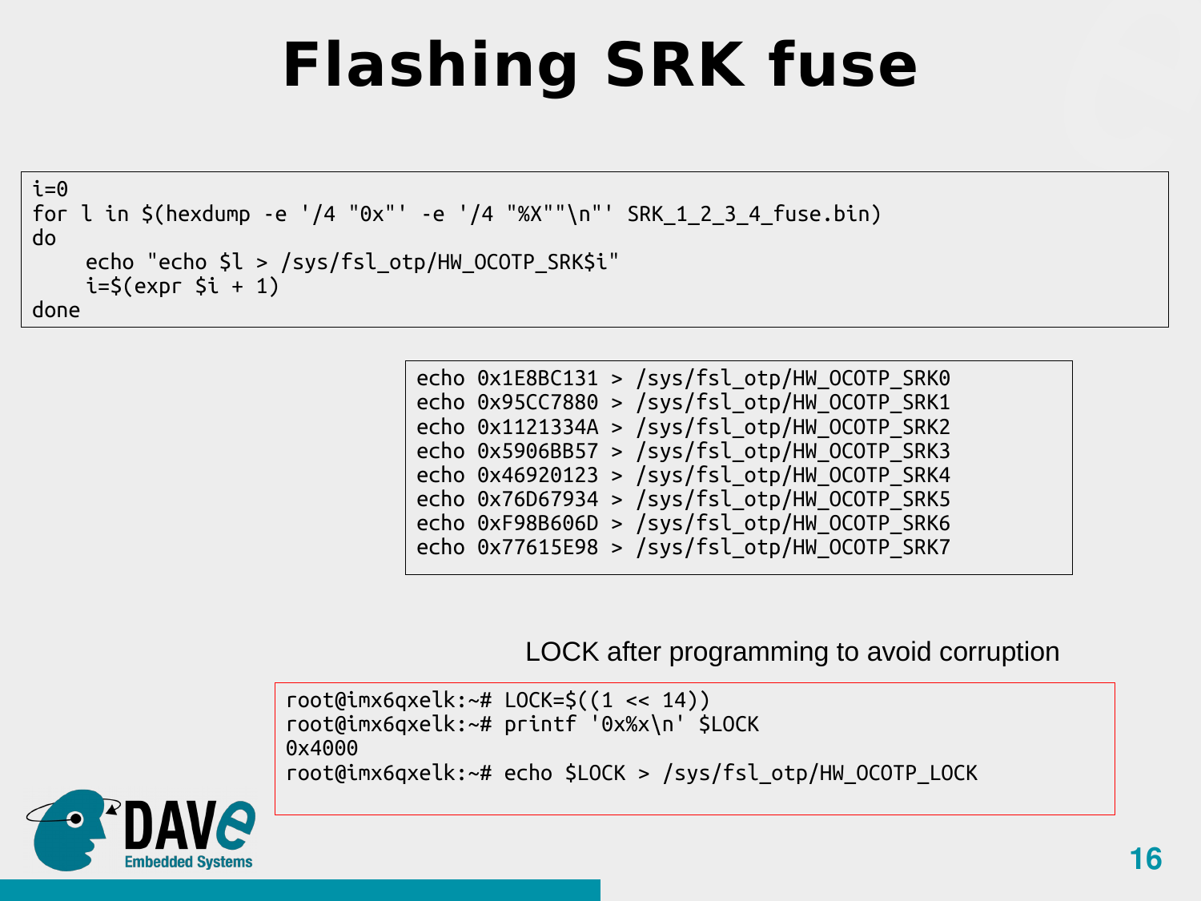# Flashing SRK fuse

```
i=0
for l in $(hexdump -e '/4 "0x"' -e '/4 "%X""\n"' SRK_1_2_3_4_fuse.bin)
do
    echo "echo $l > /sys/fsl_otp/HW_OCOTP_SRK$i"
    i=$(expr $i + 1)
done
```

```
echo 0x1E8BC131 > /sys/fsl_otp/HW_OCOTP_SRK0
echo 0x95CC7880 > /sys/fsl_otp/HW_OCOTP_SRK1
echo 0x1121334A > /sys/fsl_otp/HW_OCOTP_SRK2
echo 0x5906BB57 > /sys/fsl_otp/HW_OCOTP_SRK3
echo 0x46920123 > /sys/fsl_otp/HW_OCOTP_SRK4
echo 0x76D67934 > /sys/fsl_otp/HW_OCOTP_SRK5
echo 0xF98B606D > /sys/fsl_otp/HW_OCOTP_SRK6
echo 0x77615E98 > /sys/fsl_otp/HW_OCOTP_SRK7
```

LOCK after programming to avoid corruption

```
root@imx6qxelk:~# LOCK=$((1 << 14))
root@imx6qxelk:~# printf '0x%x\n' $LOCK
0x4000
root@imx6qxelk:~# echo $LOCK > /sys/fsl_otp/HW_OCOTP_LOCK
```

DAVE Embedded Systems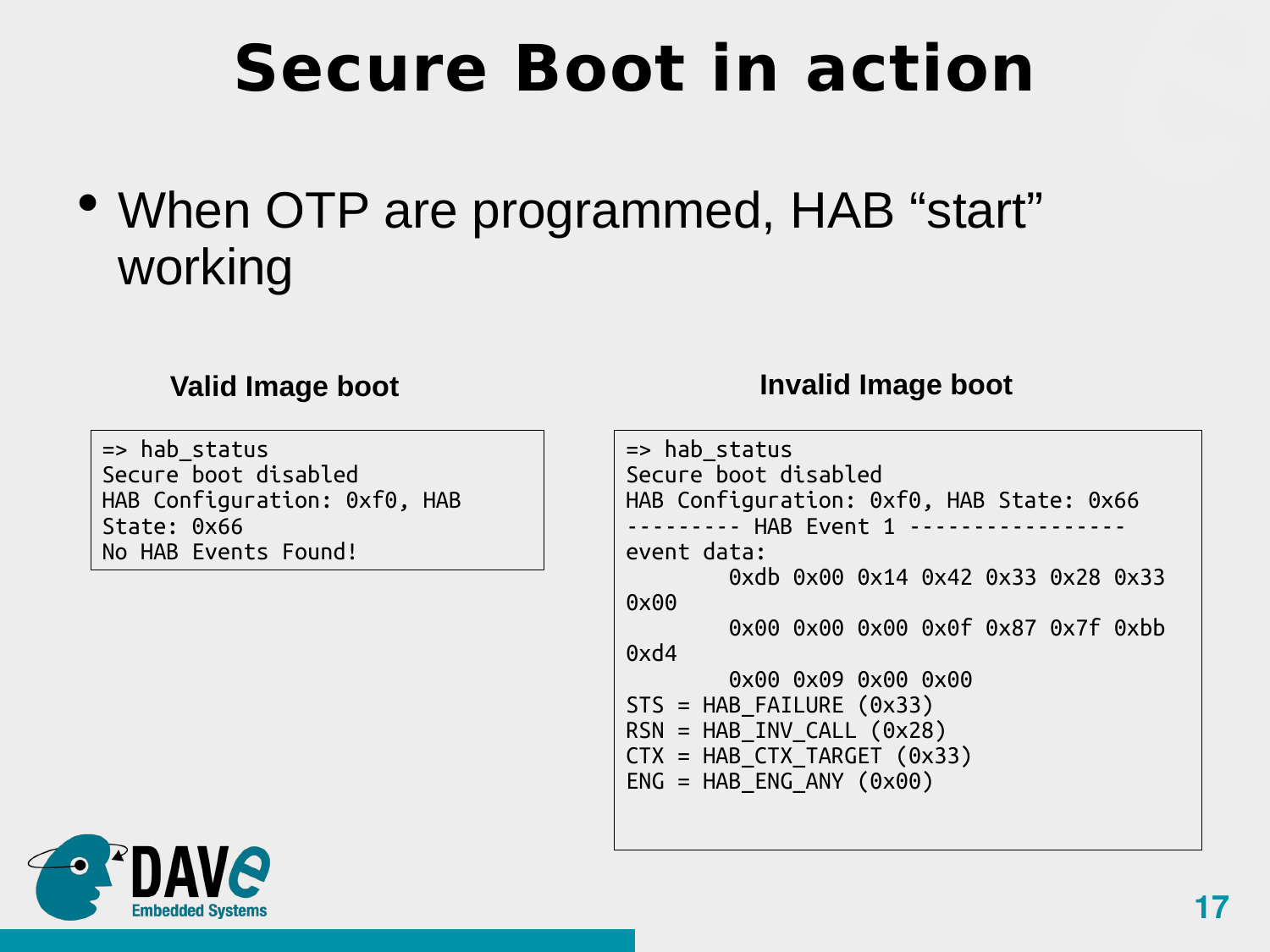# Secure Boot in action

- When OTP are programmed, HAB “start” working

**Valid Image boot**

```
=> hab_status
Secure boot disabled
HAB Configuration: 0xf0, HAB
State: 0x66
No HAB Events Found!
```

**Invalid Image boot**

```
=> hab_status
Secure boot disabled
HAB Configuration: 0xf0, HAB State: 0x66
--------- HAB Event 1 -----------------
event data:
        0xdb 0x00 0x14 0x42 0x33 0x28 0x33
0x00
        0x00 0x00 0x00 0x0f 0x87 0x7f 0xbb
0xd4
        0x00 0x09 0x00 0x00
STS = HAB_FAILURE (0x33)
RSN = HAB_INV_CALL (0x28)
CTX = HAB_CTX_TARGET (0x33)
ENG = HAB_ENG_ANY (0x00)
```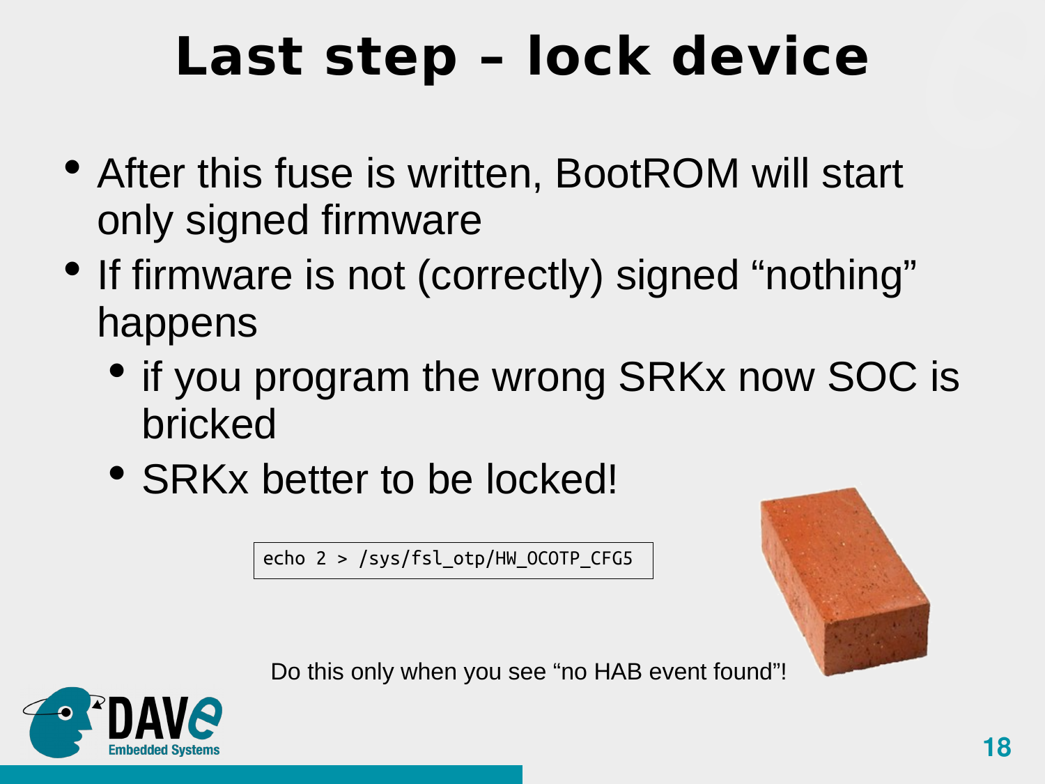# Last step – lock device

- After this fuse is written, BootROM will start only signed firmware
- If firmware is not (correctly) signed “nothing” happens
  - if you program the wrong SRKx now SOC is bricked
  - SRKx better to be locked!

```
echo 2 > /sys/fsl_otp/HW_OCOTP_CFG5
```

Do this only when you see “no HAB event found”!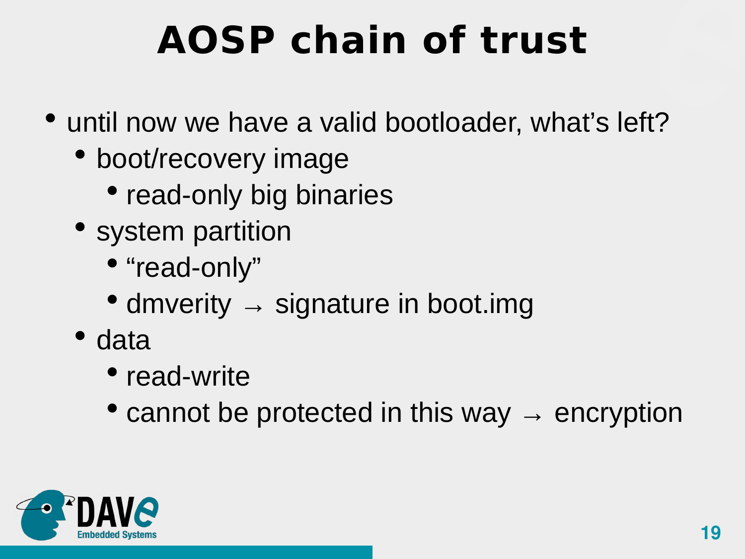# AOSP chain of trust

- until now we have a valid bootloader, what’s left?
  - boot/recovery image
    - read-only big binaries
  - system partition
    - “read-only”
    - dmverity → signature in boot.img
  - data
    - read-write
    - cannot be protected in this way → encryption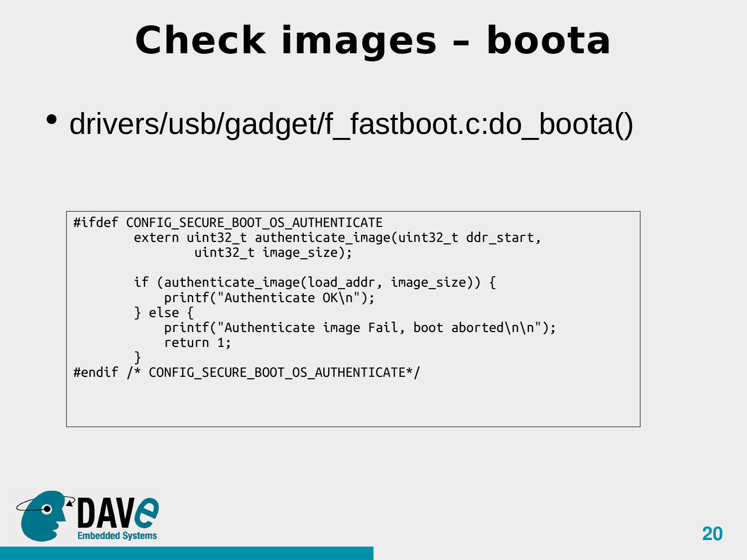# Check images – boota

- drivers/usb/gadget/f_fastboot.c:do_boota()

```
#ifdef CONFIG_SECURE_BOOT_OS_AUTHENTICATE
        extern uint32_t authenticate_image(uint32_t ddr_start,
                uint32_t image_size);

        if (authenticate_image(load_addr, image_size)) {
            printf("Authenticate OK\n");
        } else {
            printf("Authenticate image Fail, boot aborted\n\n");
            return 1;
        }
#endif /* CONFIG_SECURE_BOOT_OS_AUTHENTICATE*/
```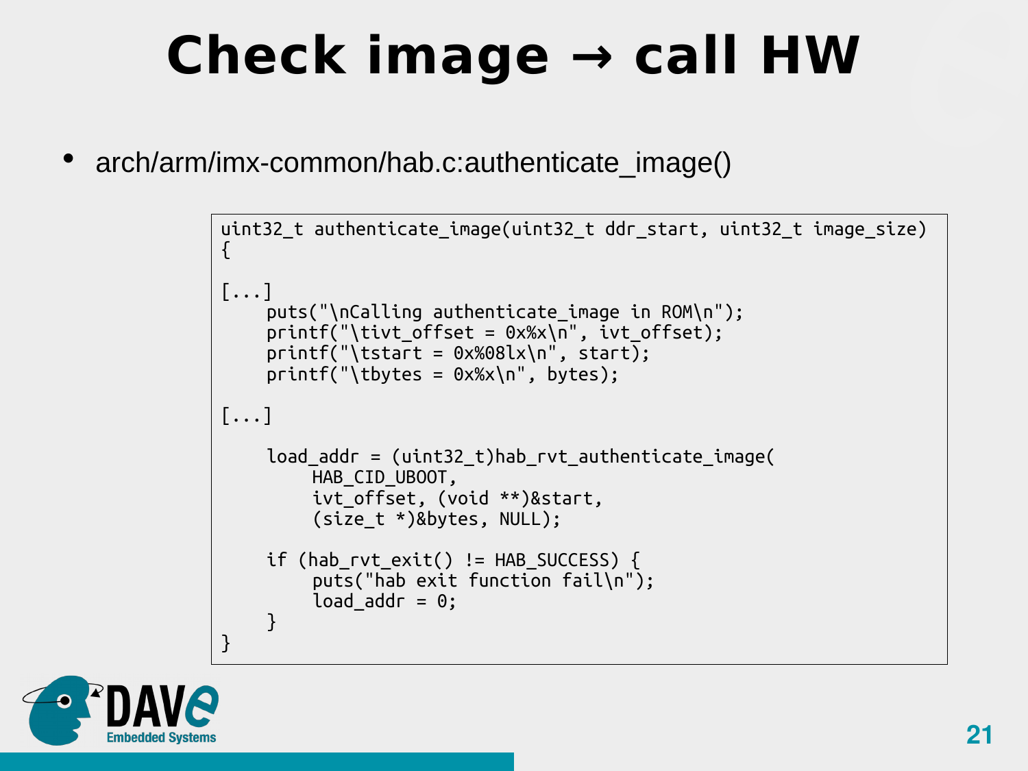# Check image → call HW

- arch/arm/imx-common/hab.c:authenticate_image()

```
uint32_t authenticate_image(uint32_t ddr_start, uint32_t image_size)
{

[...]
    puts("\nCalling authenticate_image in ROM\n");
    printf("\tivt_offset = 0x%x\n", ivt_offset);
    printf("\tstart = 0x%08lx\n", start);
    printf("\tbytes = 0x%x\n", bytes);

[...]

    load_addr = (uint32_t)hab_rvt_authenticate_image(
        HAB_CID_UBOOT,
        ivt_offset, (void **)&start,
        (size_t *)&bytes, NULL);

    if (hab_rvt_exit() != HAB_SUCCESS) {
        puts("hab exit function fail\n");
        load_addr = 0;
    }
}
```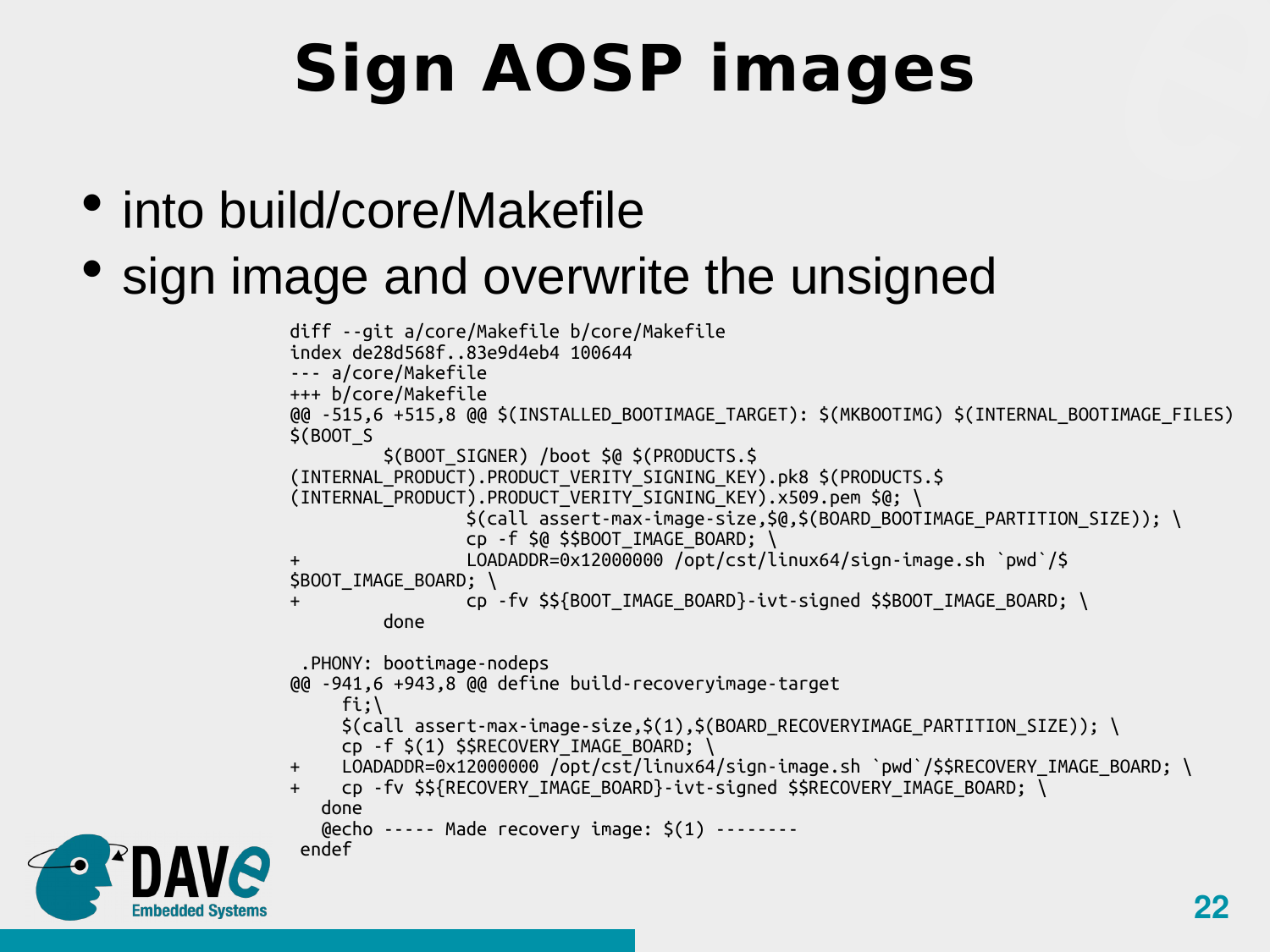# Sign AOSP images

- into build/core/Makefile
- sign image and overwrite the unsigned

```
diff --git a/core/Makefile b/core/Makefile
index de28d568f..83e9d4eb4 100644
--- a/core/Makefile
+++ b/core/Makefile
@@ -515,6 +515,8 @@ $(INSTALLED_BOOTIMAGE_TARGET): $(MKBOOTIMG) $(INTERNAL_BOOTIMAGE_FILES)
$(BOOT_S
         $(BOOT_SIGNER) /boot $@ $(PRODUCTS.$
(INTERNAL_PRODUCT).PRODUCT_VERITY_SIGNING_KEY).pk8 $(PRODUCTS.$
(INTERNAL_PRODUCT).PRODUCT_VERITY_SIGNING_KEY).x509.pem $@; \
                 $(call assert-max-image-size,$@,$(BOARD_BOOTIMAGE_PARTITION_SIZE)); \
                 cp -f $@ $$BOOT_IMAGE_BOARD; \
+                LOADADDR=0x12000000 /opt/cst/linux64/sign-image.sh `pwd`/$
$BOOT_IMAGE_BOARD; \
+                cp -fv $${BOOT_IMAGE_BOARD}-ivt-signed $$BOOT_IMAGE_BOARD; \
         done

 .PHONY: bootimage-nodeps
@@ -941,6 +943,8 @@ define build-recoveryimage-target
     fi;\
     $(call assert-max-image-size,$(1),$(BOARD_RECOVERYIMAGE_PARTITION_SIZE)); \
     cp -f $(1) $$RECOVERY_IMAGE_BOARD; \
+    LOADADDR=0x12000000 /opt/cst/linux64/sign-image.sh `pwd`/$$RECOVERY_IMAGE_BOARD; \
+    cp -fv $${RECOVERY_IMAGE_BOARD}-ivt-signed $$RECOVERY_IMAGE_BOARD; \
   done
   @echo ----- Made recovery image: $(1) --------
 endef
```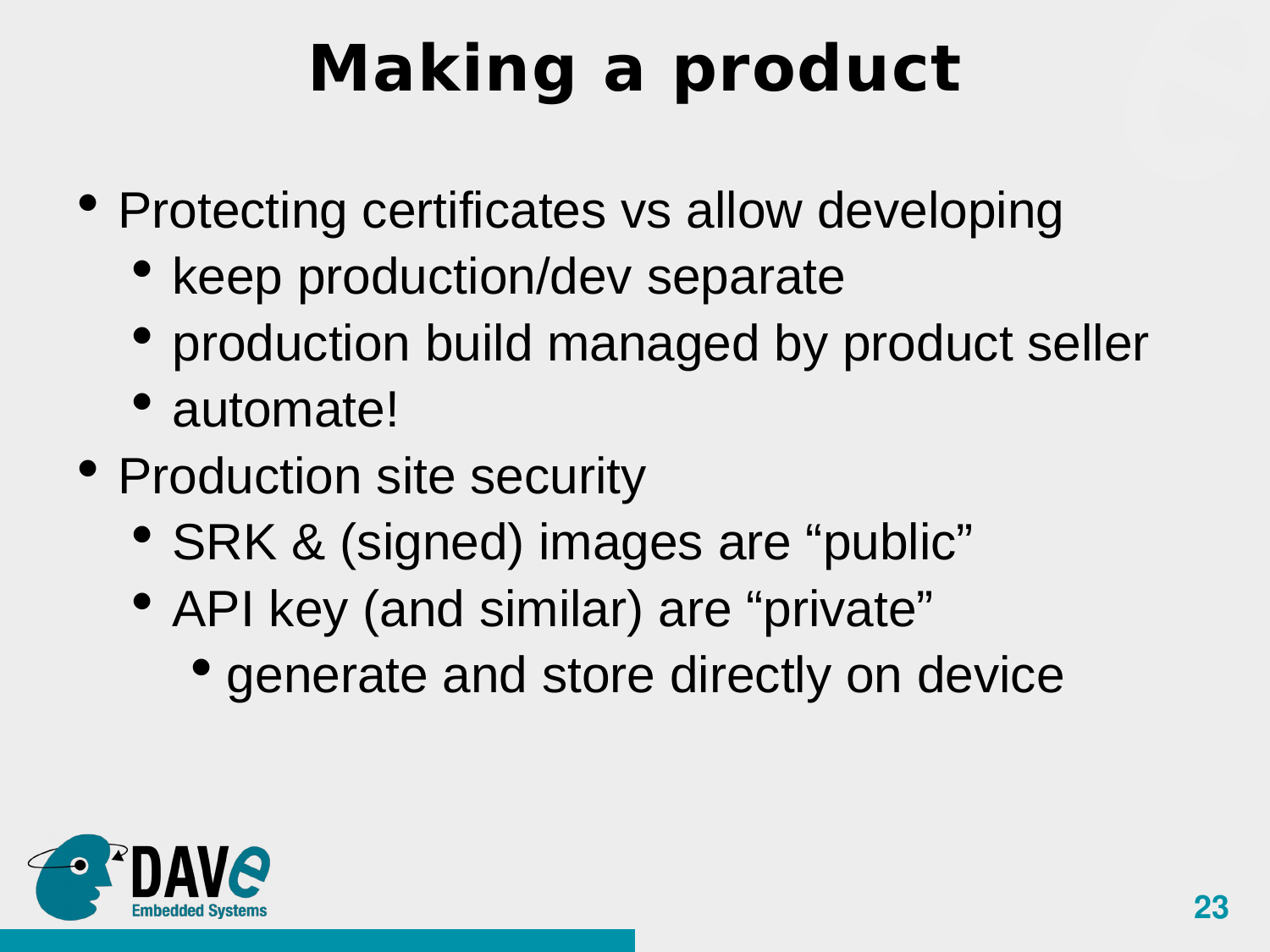# Making a product

- Protecting certificates vs allow developing
  - keep production/dev separate
  - production build managed by product seller
  - automate!
- Production site security
  - SRK & (signed) images are “public”
  - API key (and similar) are “private”
    - generate and store directly on device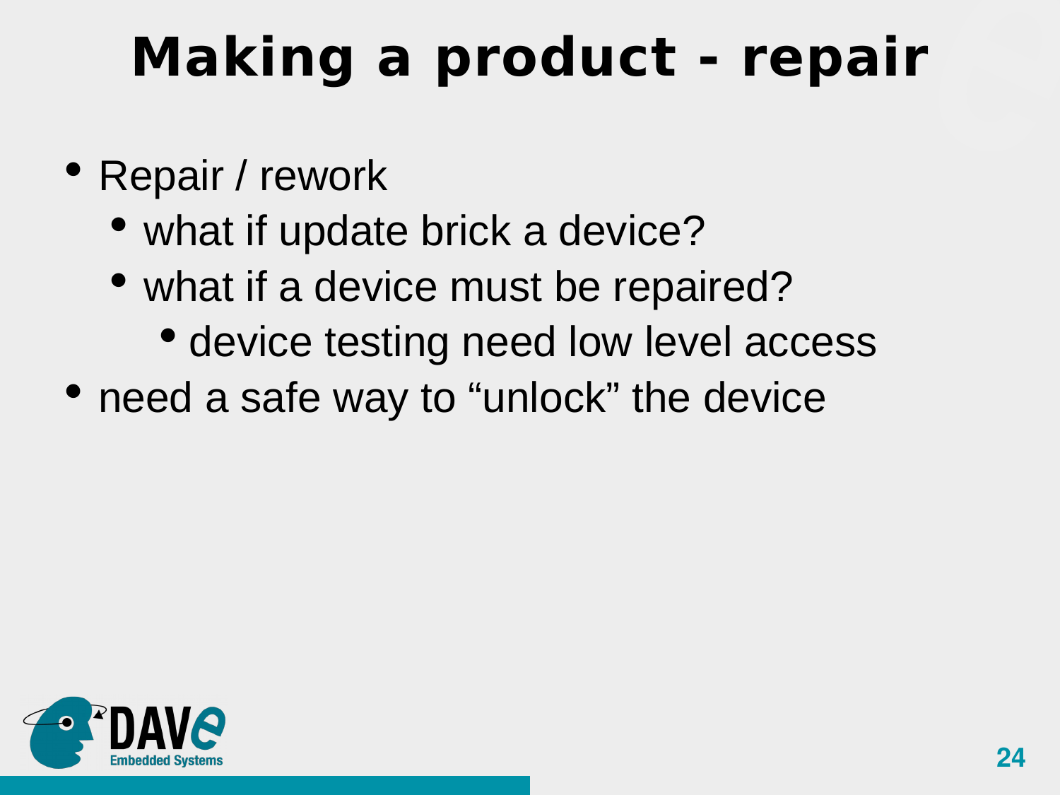# Making a product - repair

- Repair / rework
  - what if update brick a device?
  - what if a device must be repaired?
    - device testing need low level access
- need a safe way to “unlock” the device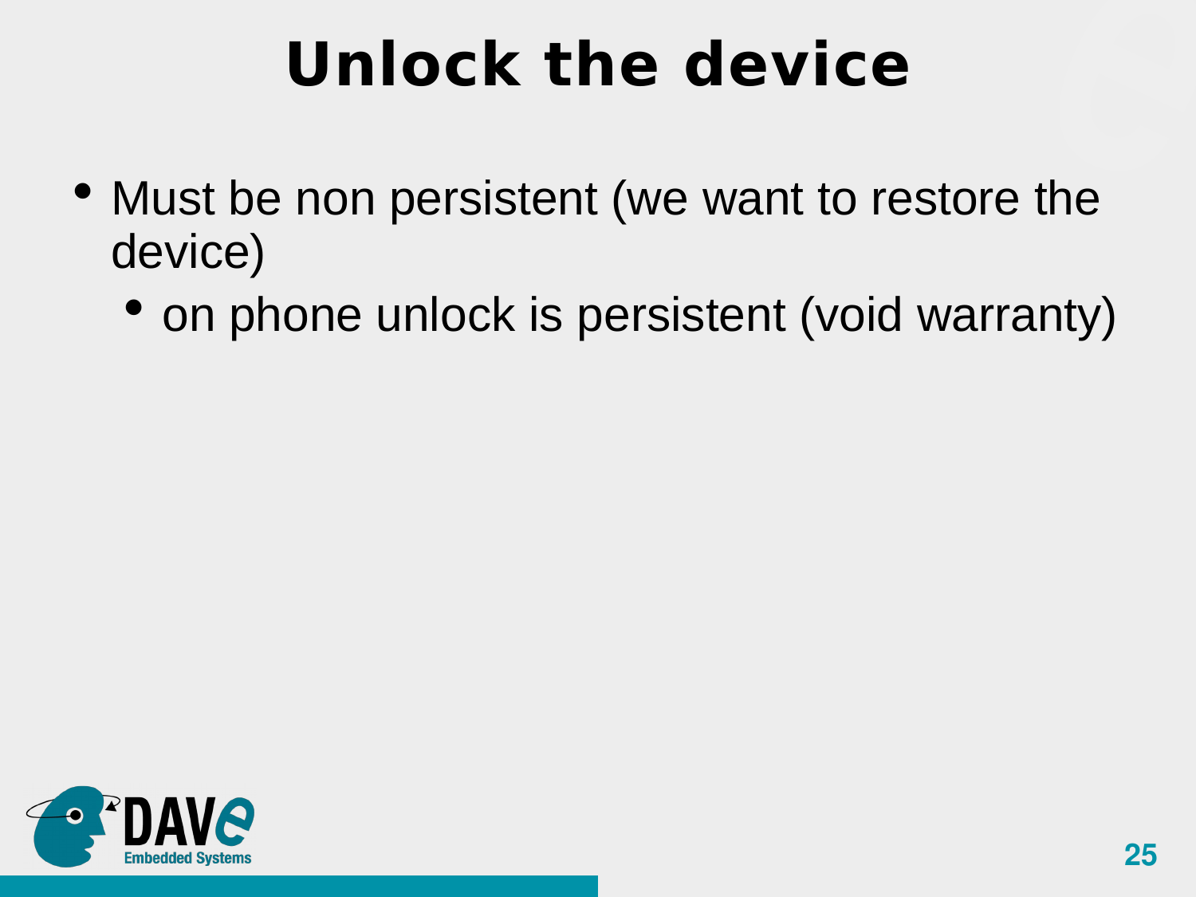# Unlock the device

- Must be non persistent (we want to restore the device)
  - on phone unlock is persistent (void warranty)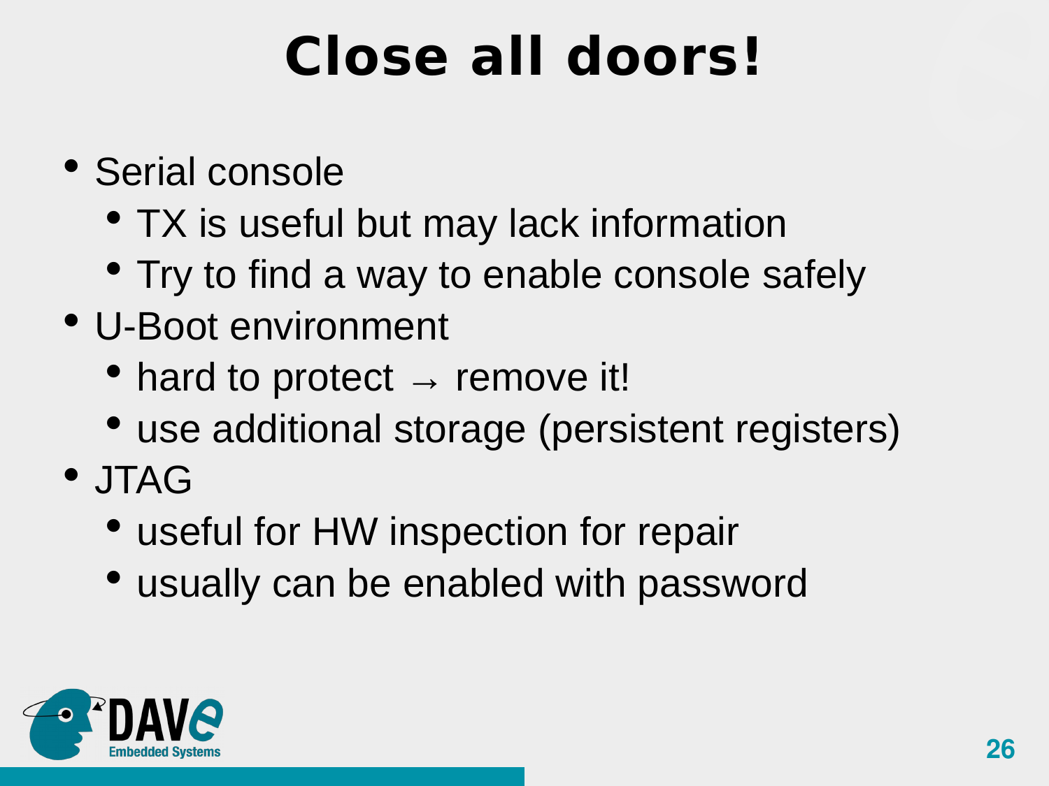# Close all doors!

- Serial console
  - TX is useful but may lack information
  - Try to find a way to enable console safely
- U-Boot environment
  - hard to protect → remove it!
  - use additional storage (persistent registers)
- JTAG
  - useful for HW inspection for repair
  - usually can be enabled with password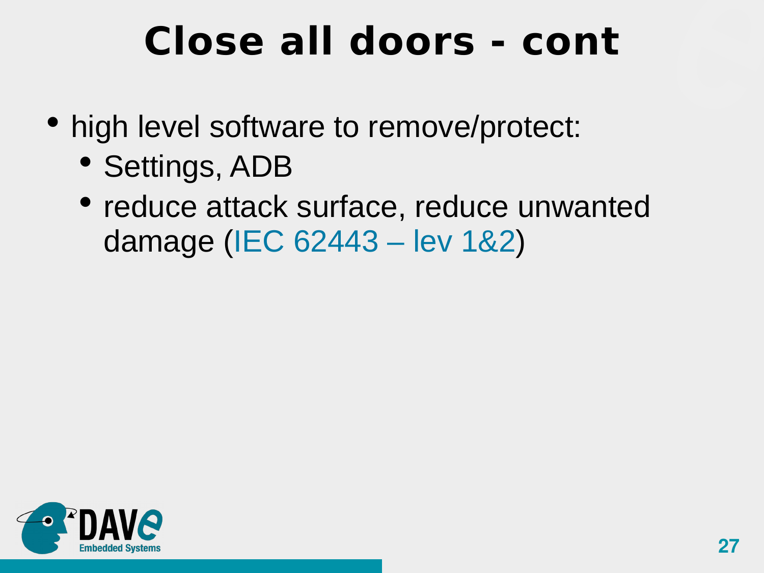# Close all doors - cont

- high level software to remove/protect:
  - Settings, ADB
  - reduce attack surface, reduce unwanted damage (IEC 62443 – lev 1&2)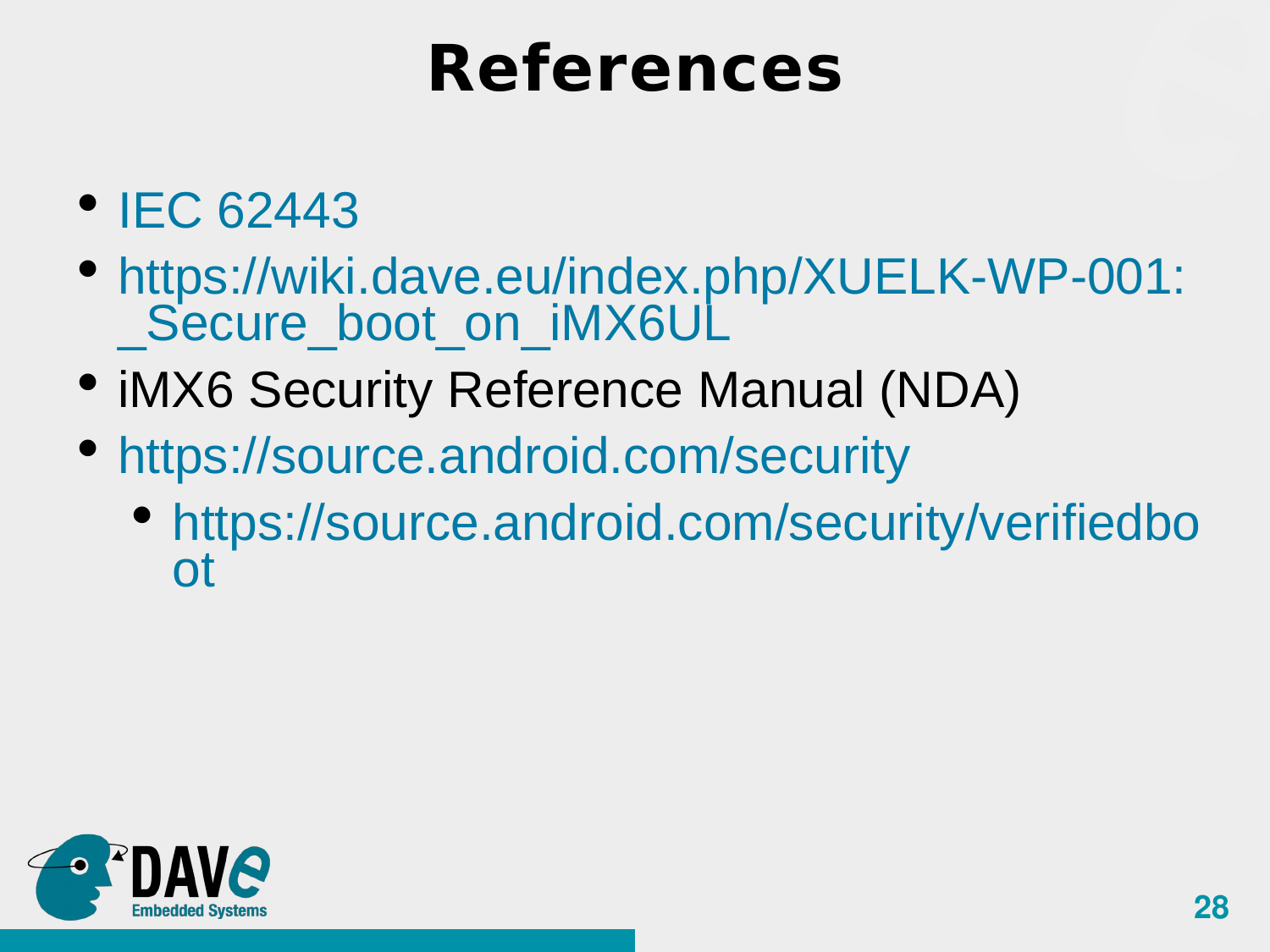# References

- IEC 62443
- https://wiki.dave.eu/index.php/XUELK-WP-001:_Secure_boot_on_iMX6UL
- iMX6 Security Reference Manual (NDA)
- https://source.android.com/security
  - https://source.android.com/security/verifiedboot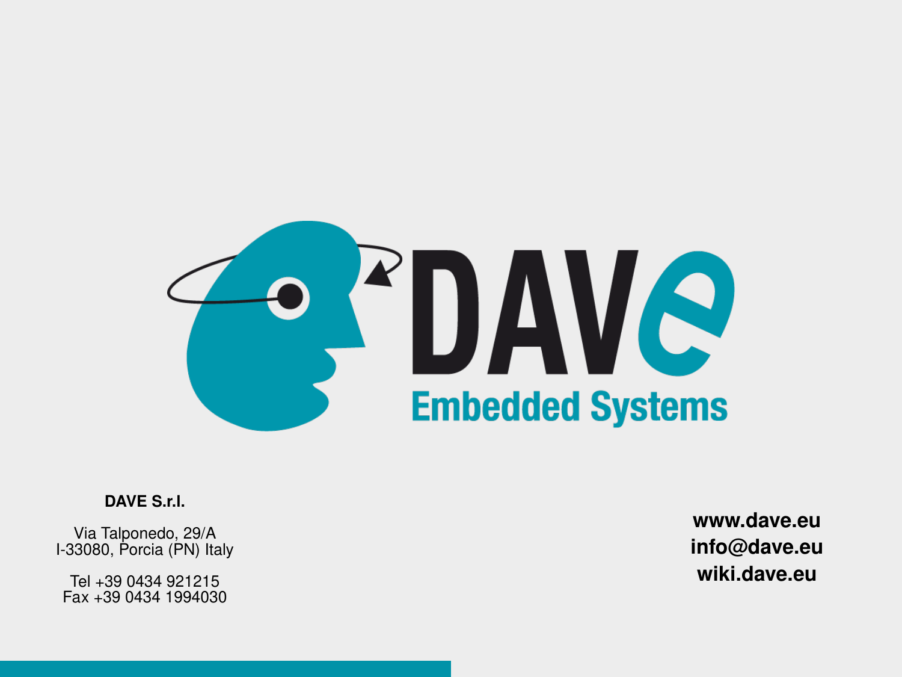DAVE

Embedded Systems

**DAVE S.r.l.**

Via Talponedo, 29/A
I-33080, Porcia (PN) Italy

Tel +39 0434 921215
Fax +39 0434 1994030

**www.dave.eu**
**info@dave.eu**
**wiki.dave.eu**